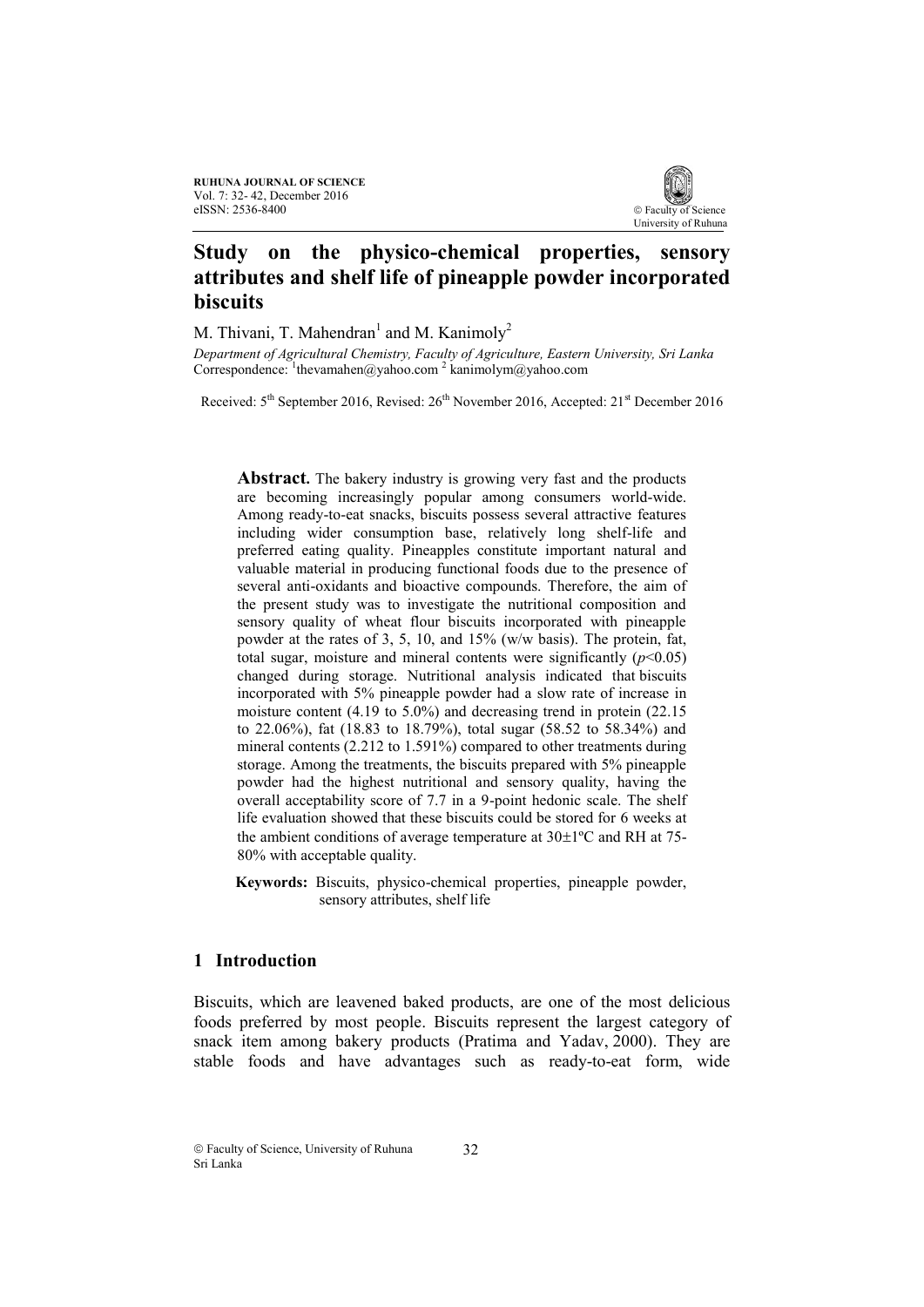# Study on the physico-chemical properties, sensory attributes and shelf life of pineapple powder incorporated biscuits

M. Thivani, T. Mahendran[1] and M. Kanimoly[2]

*Department of Agricultural Chemistry, Faculty of Agriculture, Eastern University, Sri Lanka*
Correspondence: [1]thevamahen@yahoo.com [2] kanimolym@yahoo.com

Received: 5th September 2016, Revised: 26th November 2016, Accepted: 21st December 2016

**Abstract.** The bakery industry is growing very fast and the products are becoming increasingly popular among consumers world-wide. Among ready-to-eat snacks, biscuits possess several attractive features including wider consumption base, relatively long shelf-life and preferred eating quality. Pineapples constitute important natural and valuable material in producing functional foods due to the presence of several anti-oxidants and bioactive compounds. Therefore, the aim of the present study was to investigate the nutritional composition and sensory quality of wheat flour biscuits incorporated with pineapple powder at the rates of 3, 5, 10, and 15% (w/w basis). The protein, fat, total sugar, moisture and mineral contents were significantly ($p<0.05$) changed during storage. Nutritional analysis indicated that biscuits incorporated with 5% pineapple powder had a slow rate of increase in moisture content (4.19 to 5.0%) and decreasing trend in protein (22.15 to 22.06%), fat (18.83 to 18.79%), total sugar (58.52 to 58.34%) and mineral contents (2.212 to 1.591%) compared to other treatments during storage. Among the treatments, the biscuits prepared with 5% pineapple powder had the highest nutritional and sensory quality, having the overall acceptability score of 7.7 in a 9-point hedonic scale. The shelf life evaluation showed that these biscuits could be stored for 6 weeks at the ambient conditions of average temperature at 30±1ºC and RH at 75-80% with acceptable quality.

**Keywords:** Biscuits, physico-chemical properties, pineapple powder, sensory attributes, shelf life

## 1 Introduction

Biscuits, which are leavened baked products, are one of the most delicious foods preferred by most people. Biscuits represent the largest category of snack item among bakery products (Pratima and Yadav, 2000). They are stable foods and have advantages such as ready-to-eat form, wide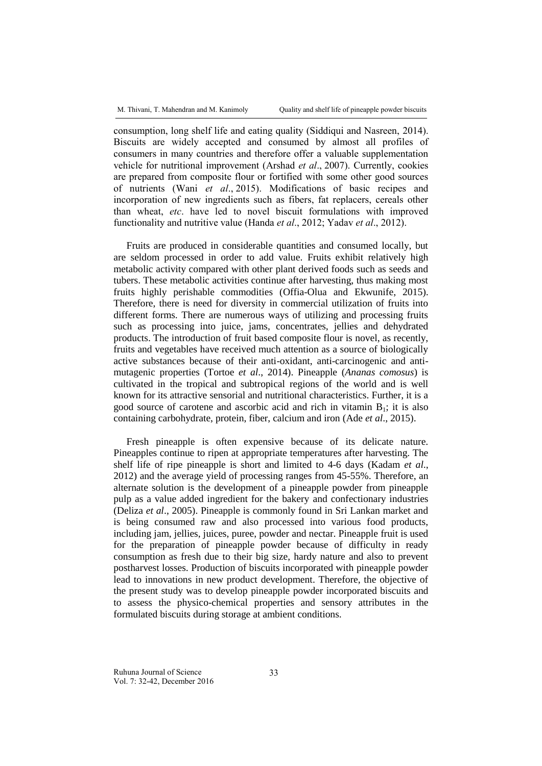consumption, long shelf life and eating quality (Siddiqui and Nasreen, 2014). Biscuits are widely accepted and consumed by almost all profiles of consumers in many countries and therefore offer a valuable supplementation vehicle for nutritional improvement (Arshad *et al*., 2007). Currently, cookies are prepared from composite flour or fortified with some other good sources of nutrients (Wani *et al*., 2015). Modifications of basic recipes and incorporation of new ingredients such as fibers, fat replacers, cereals other than wheat, *etc*. have led to novel biscuit formulations with improved functionality and nutritive value (Handa *et al*., 2012; Yadav *et al*., 2012).

Fruits are produced in considerable quantities and consumed locally, but are seldom processed in order to add value. Fruits exhibit relatively high metabolic activity compared with other plant derived foods such as seeds and tubers. These metabolic activities continue after harvesting, thus making most fruits highly perishable commodities (Offia-Olua and Ekwunife, 2015). Therefore, there is need for diversity in commercial utilization of fruits into different forms. There are numerous ways of utilizing and processing fruits such as processing into juice, jams, concentrates, jellies and dehydrated products. The introduction of fruit based composite flour is novel, as recently, fruits and vegetables have received much attention as a source of biologically active substances because of their anti-oxidant, anti-carcinogenic and anti-mutagenic properties (Tortoe *et al*., 2014). Pineapple (*Ananas comosus*) is cultivated in the tropical and subtropical regions of the world and is well known for its attractive sensorial and nutritional characteristics. Further, it is a good source of carotene and ascorbic acid and rich in vitamin $B_1$; it is also containing carbohydrate, protein, fiber, calcium and iron (Ade *et al*., 2015).

Fresh pineapple is often expensive because of its delicate nature. Pineapples continue to ripen at appropriate temperatures after harvesting. The shelf life of ripe pineapple is short and limited to 4-6 days (Kadam *et al*., 2012) and the average yield of processing ranges from 45-55%. Therefore, an alternate solution is the development of a pineapple powder from pineapple pulp as a value added ingredient for the bakery and confectionary industries (Deliza *et al*., 2005). Pineapple is commonly found in Sri Lankan market and is being consumed raw and also processed into various food products, including jam, jellies, juices, puree, powder and nectar. Pineapple fruit is used for the preparation of pineapple powder because of difficulty in ready consumption as fresh due to their big size, hardy nature and also to prevent postharvest losses. Production of biscuits incorporated with pineapple powder lead to innovations in new product development. Therefore, the objective of the present study was to develop pineapple powder incorporated biscuits and to assess the physico-chemical properties and sensory attributes in the formulated biscuits during storage at ambient conditions.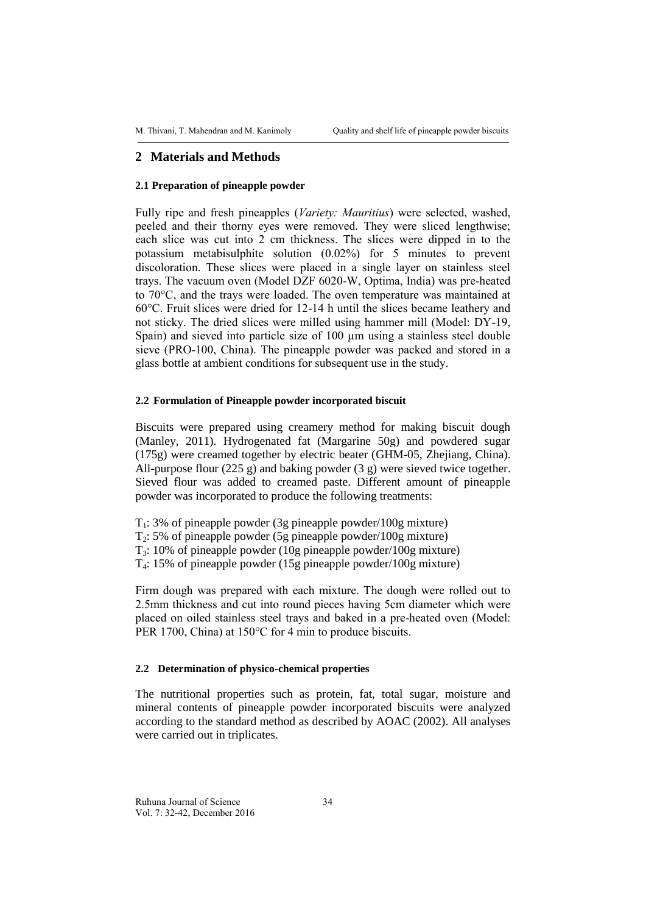## 2 Materials and Methods

#### 2.1 Preparation of pineapple powder

Fully ripe and fresh pineapples (*Variety: Mauritius*) were selected, washed, peeled and their thorny eyes were removed. They were sliced lengthwise; each slice was cut into 2 cm thickness. The slices were dipped in to the potassium metabisulphite solution (0.02%) for 5 minutes to prevent discoloration. These slices were placed in a single layer on stainless steel trays. The vacuum oven (Model DZF 6020-W, Optima, India) was pre-heated to 70°C, and the trays were loaded. The oven temperature was maintained at 60°C. Fruit slices were dried for 12-14 h until the slices became leathery and not sticky. The dried slices were milled using hammer mill (Model: DY-19, Spain) and sieved into particle size of 100 µm using a stainless steel double sieve (PRO-100, China). The pineapple powder was packed and stored in a glass bottle at ambient conditions for subsequent use in the study.

#### 2.2 Formulation of Pineapple powder incorporated biscuit

Biscuits were prepared using creamery method for making biscuit dough (Manley, 2011). Hydrogenated fat (Margarine 50g) and powdered sugar (175g) were creamed together by electric beater (GHM-05, Zhejiang, China). All-purpose flour (225 g) and baking powder (3 g) were sieved twice together. Sieved flour was added to creamed paste. Different amount of pineapple powder was incorporated to produce the following treatments:

$T_1$: 3% of pineapple powder (3g pineapple powder/100g mixture)
$T_2$: 5% of pineapple powder (5g pineapple powder/100g mixture)
$T_3$: 10% of pineapple powder (10g pineapple powder/100g mixture)
$T_4$: 15% of pineapple powder (15g pineapple powder/100g mixture)

Firm dough was prepared with each mixture. The dough were rolled out to 2.5mm thickness and cut into round pieces having 5cm diameter which were placed on oiled stainless steel trays and baked in a pre-heated oven (Model: PER 1700, China) at 150°C for 4 min to produce biscuits.

#### 2.2 Determination of physico-chemical properties

The nutritional properties such as protein, fat, total sugar, moisture and mineral contents of pineapple powder incorporated biscuits were analyzed according to the standard method as described by AOAC (2002). All analyses were carried out in triplicates.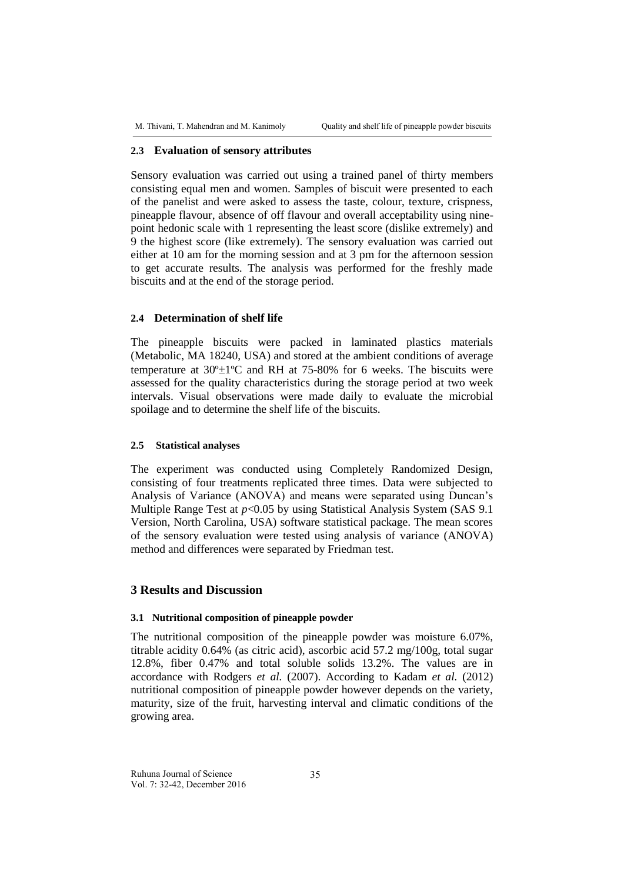### 2.3 Evaluation of sensory attributes

Sensory evaluation was carried out using a trained panel of thirty members consisting equal men and women. Samples of biscuit were presented to each of the panelist and were asked to assess the taste, colour, texture, crispness, pineapple flavour, absence of off flavour and overall acceptability using nine-point hedonic scale with 1 representing the least score (dislike extremely) and 9 the highest score (like extremely). The sensory evaluation was carried out either at 10 am for the morning session and at 3 pm for the afternoon session to get accurate results. The analysis was performed for the freshly made biscuits and at the end of the storage period.

### 2.4 Determination of shelf life

The pineapple biscuits were packed in laminated plastics materials (Metabolic, MA 18240, USA) and stored at the ambient conditions of average temperature at 30º±1ºC and RH at 75-80% for 6 weeks. The biscuits were assessed for the quality characteristics during the storage period at two week intervals. Visual observations were made daily to evaluate the microbial spoilage and to determine the shelf life of the biscuits.

### 2.5 Statistical analyses

The experiment was conducted using Completely Randomized Design, consisting of four treatments replicated three times. Data were subjected to Analysis of Variance (ANOVA) and means were separated using Duncan's Multiple Range Test at $p<0.05$ by using Statistical Analysis System (SAS 9.1 Version, North Carolina, USA) software statistical package. The mean scores of the sensory evaluation were tested using analysis of variance (ANOVA) method and differences were separated by Friedman test.

## 3 Results and Discussion

### 3.1 Nutritional composition of pineapple powder

The nutritional composition of the pineapple powder was moisture 6.07%, titrable acidity 0.64% (as citric acid), ascorbic acid 57.2 mg/100g, total sugar 12.8%, fiber 0.47% and total soluble solids 13.2%. The values are in accordance with Rodgers *et al.* (2007). According to Kadam *et al.* (2012) nutritional composition of pineapple powder however depends on the variety, maturity, size of the fruit, harvesting interval and climatic conditions of the growing area.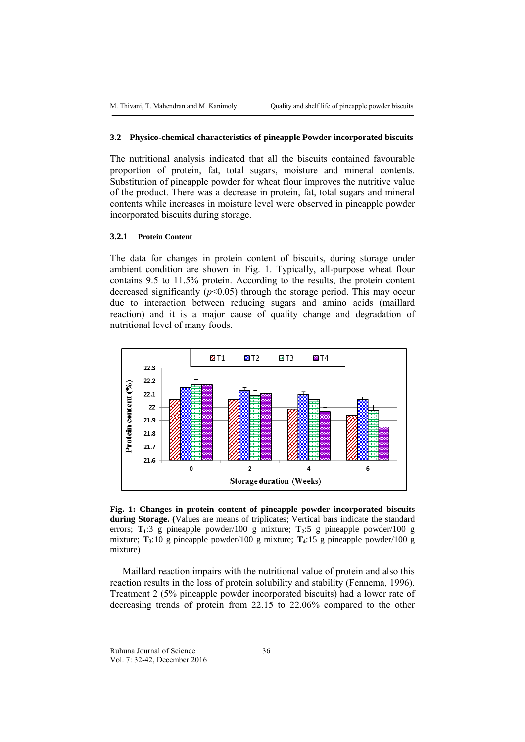### 3.2 Physico-chemical characteristics of pineapple Powder incorporated biscuits

The nutritional analysis indicated that all the biscuits contained favourable proportion of protein, fat, total sugars, moisture and mineral contents. Substitution of pineapple powder for wheat flour improves the nutritive value of the product. There was a decrease in protein, fat, total sugars and mineral contents while increases in moisture level were observed in pineapple powder incorporated biscuits during storage.

#### 3.2.1 Protein Content

The data for changes in protein content of biscuits, during storage under ambient condition are shown in Fig. 1. Typically, all-purpose wheat flour contains 9.5 to 11.5% protein. According to the results, the protein content decreased significantly ($p<0.05$) through the storage period. This may occur due to interaction between reducing sugars and amino acids (maillard reaction) and it is a major cause of quality change and degradation of nutritional level of many foods.

**Fig. 1: Changes in protein content of pineapple powder incorporated biscuits during Storage.** (Values are means of triplicates; Vertical bars indicate the standard errors; $T_1$:3 g pineapple powder/100 g mixture; $T_2$:5 g pineapple powder/100 g mixture; $T_3$:10 g pineapple powder/100 g mixture; $T_4$:15 g pineapple powder/100 g mixture)

Maillard reaction impairs with the nutritional value of protein and also this reaction results in the loss of protein solubility and stability (Fennema, 1996). Treatment 2 (5% pineapple powder incorporated biscuits) had a lower rate of decreasing trends of protein from 22.15 to 22.06% compared to the other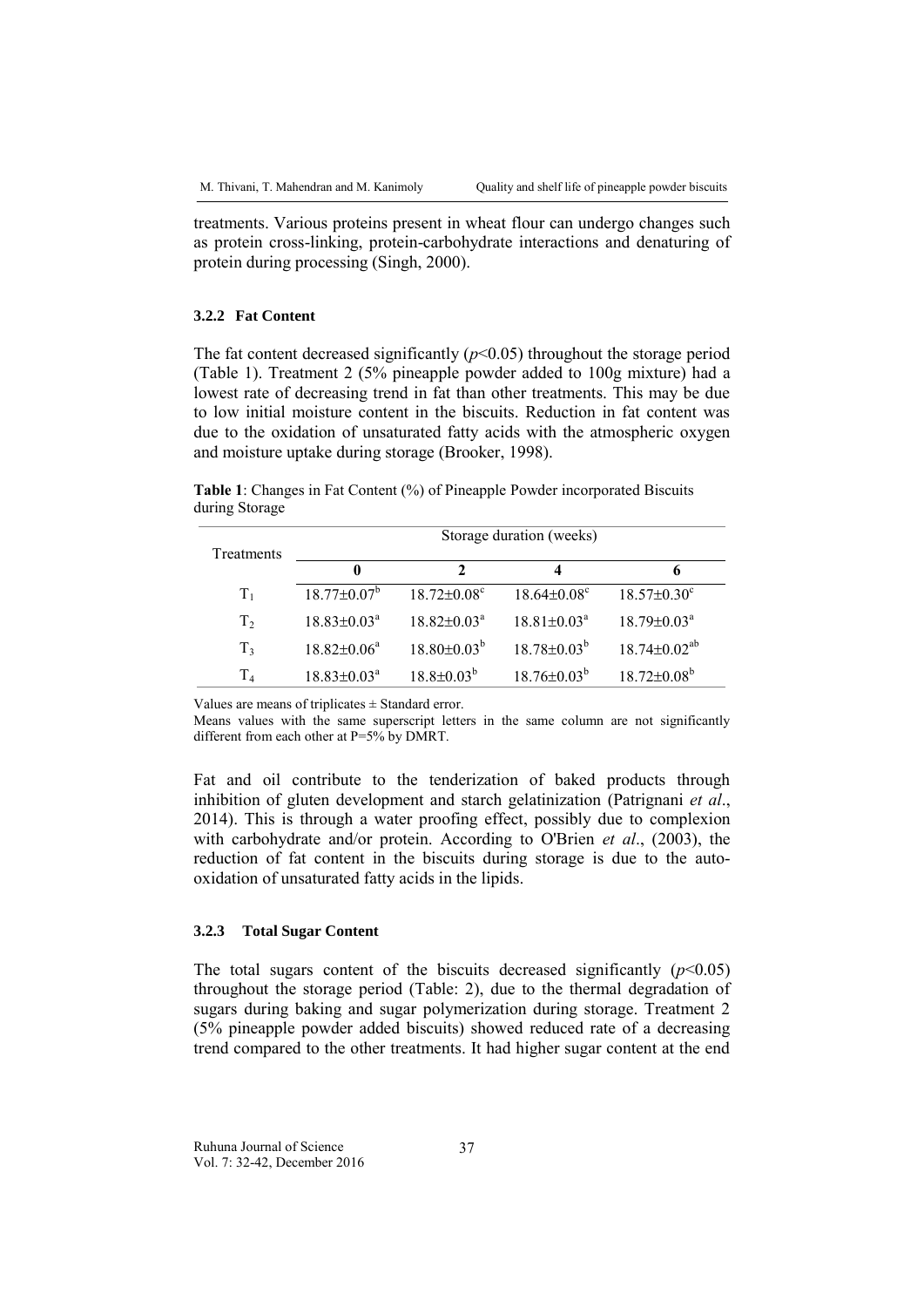treatments. Various proteins present in wheat flour can undergo changes such as protein cross-linking, protein-carbohydrate interactions and denaturing of protein during processing (Singh, 2000).

### 3.2.2 Fat Content

The fat content decreased significantly ($p<0.05$) throughout the storage period (Table 1). Treatment 2 (5% pineapple powder added to 100g mixture) had a lowest rate of decreasing trend in fat than other treatments. This may be due to low initial moisture content in the biscuits. Reduction in fat content was due to the oxidation of unsaturated fatty acids with the atmospheric oxygen and moisture uptake during storage (Brooker, 1998).

**Table 1**: Changes in Fat Content (%) of Pineapple Powder incorporated Biscuits during Storage

| Treatments | Storage duration (weeks) | | | |
|---|---|---|---|---|
| | **0** | **2** | **4** | **6** |
| $T_1$ | $18.77\pm0.07^b$ | $18.72\pm0.08^c$ | $18.64\pm0.08^c$ | $18.57\pm0.30^c$ |
| $T_2$ | $18.83\pm0.03^a$ | $18.82\pm0.03^a$ | $18.81\pm0.03^a$ | $18.79\pm0.03^a$ |
| $T_3$ | $18.82\pm0.06^a$ | $18.80\pm0.03^b$ | $18.78\pm0.03^b$ | $18.74\pm0.02^{ab}$ |
| $T_4$ | $18.83\pm0.03^a$ | $18.8\pm0.03^b$ | $18.76\pm0.03^b$ | $18.72\pm0.08^b$ |

Values are means of triplicates ± Standard error.
Means values with the same superscript letters in the same column are not significantly different from each other at P=5% by DMRT.

Fat and oil contribute to the tenderization of baked products through inhibition of gluten development and starch gelatinization (Patrignani *et al*., 2014). This is through a water proofing effect, possibly due to complexion with carbohydrate and/or protein. According to O'Brien *et al*., (2003), the reduction of fat content in the biscuits during storage is due to the auto-oxidation of unsaturated fatty acids in the lipids.

### 3.2.3 Total Sugar Content

The total sugars content of the biscuits decreased significantly ($p<0.05$) throughout the storage period (Table: 2), due to the thermal degradation of sugars during baking and sugar polymerization during storage. Treatment 2 (5% pineapple powder added biscuits) showed reduced rate of a decreasing trend compared to the other treatments. It had higher sugar content at the end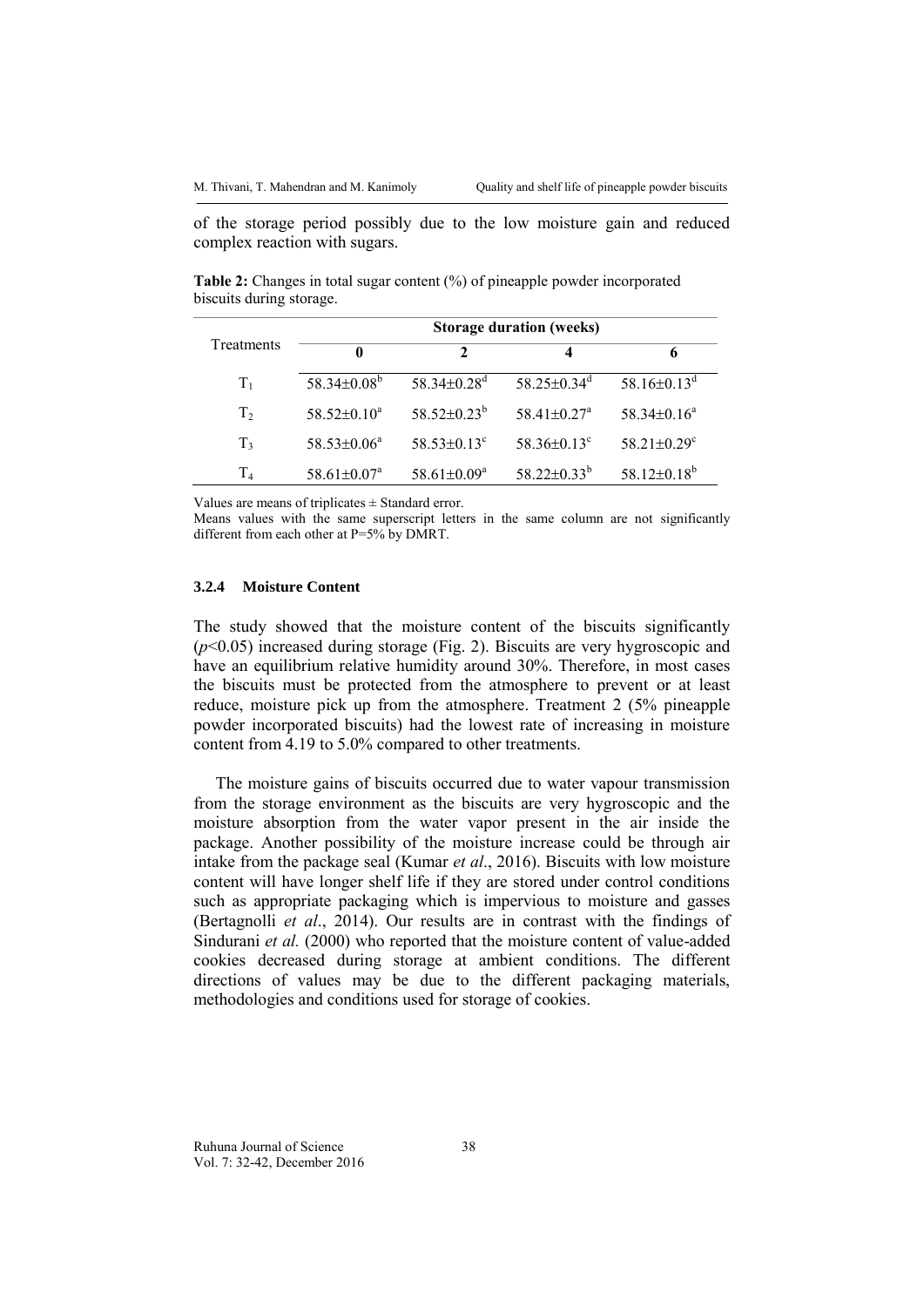of the storage period possibly due to the low moisture gain and reduced complex reaction with sugars.

**Table 2:** Changes in total sugar content (%) of pineapple powder incorporated biscuits during storage.

| Treatments | Storage duration (weeks) | | | |
|---|---|---|---|---|
| | 0 | 2 | 4 | 6 |
| $T_1$ | $58.34 \pm 0.08^b$ | $58.34 \pm 0.28^d$ | $58.25 \pm 0.34^d$ | $58.16 \pm 0.13^d$ |
| $T_2$ | $58.52 \pm 0.10^a$ | $58.52 \pm 0.23^b$ | $58.41 \pm 0.27^a$ | $58.34 \pm 0.16^a$ |
| $T_3$ | $58.53 \pm 0.06^a$ | $58.53 \pm 0.13^c$ | $58.36 \pm 0.13^c$ | $58.21 \pm 0.29^c$ |
| $T_4$ | $58.61 \pm 0.07^a$ | $58.61 \pm 0.09^a$ | $58.22 \pm 0.33^b$ | $58.12 \pm 0.18^b$ |

Values are means of triplicates ± Standard error.
Means values with the same superscript letters in the same column are not significantly different from each other at P=5% by DMRT.

### 3.2.4 Moisture Content

The study showed that the moisture content of the biscuits significantly ($p<0.05$) increased during storage (Fig. 2). Biscuits are very hygroscopic and have an equilibrium relative humidity around 30%. Therefore, in most cases the biscuits must be protected from the atmosphere to prevent or at least reduce, moisture pick up from the atmosphere. Treatment 2 (5% pineapple powder incorporated biscuits) had the lowest rate of increasing in moisture content from 4.19 to 5.0% compared to other treatments.

The moisture gains of biscuits occurred due to water vapour transmission from the storage environment as the biscuits are very hygroscopic and the moisture absorption from the water vapor present in the air inside the package. Another possibility of the moisture increase could be through air intake from the package seal (Kumar *et al*., 2016). Biscuits with low moisture content will have longer shelf life if they are stored under control conditions such as appropriate packaging which is impervious to moisture and gasses (Bertagnolli *et al*., 2014). Our results are in contrast with the findings of Sindurani *et al.* (2000) who reported that the moisture content of value-added cookies decreased during storage at ambient conditions. The different directions of values may be due to the different packaging materials, methodologies and conditions used for storage of cookies.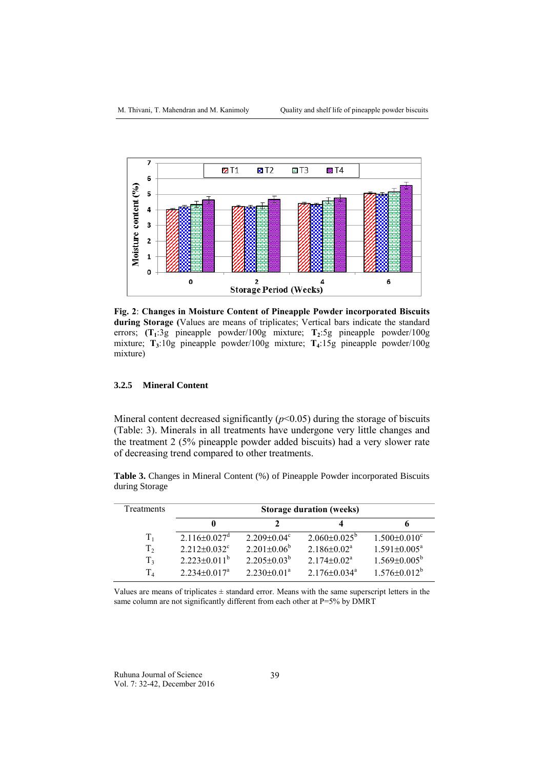**Fig. 2**: **Changes in Moisture Content of Pineapple Powder incorporated Biscuits during Storage** (Values are means of triplicates; Vertical bars indicate the standard errors; (**$T_1$**:3g pineapple powder/100g mixture; **$T_2$**:5g pineapple powder/100g mixture; **$T_3$**:10g pineapple powder/100g mixture; **$T_4$**:15g pineapple powder/100g mixture)

### 3.2.5 Mineral Content

Mineral content decreased significantly ($p<0.05$) during the storage of biscuits (Table: 3). Minerals in all treatments have undergone very little changes and the treatment 2 (5% pineapple powder added biscuits) had a very slower rate of decreasing trend compared to other treatments.

**Table 3.** Changes in Mineral Content (%) of Pineapple Powder incorporated Biscuits during Storage

| Treatments | Storage duration (weeks) | | | |
|---|---|---|---|---|
| | **0** | **2** | **4** | **6** |
| $T_1$ | $2.116\pm0.027^{d}$ | $2.209\pm0.04^{c}$ | $2.060\pm0.025^{b}$ | $1.500\pm0.010^{c}$ |
| $T_2$ | $2.212\pm0.032^{c}$ | $2.201\pm0.06^{b}$ | $2.186\pm0.02^{a}$ | $1.591\pm0.005^{a}$ |
| $T_3$ | $2.223\pm0.011^{b}$ | $2.205\pm0.03^{b}$ | $2.174\pm0.02^{a}$ | $1.569\pm0.005^{b}$ |
| $T_4$ | $2.234\pm0.017^{a}$ | $2.230\pm0.01^{a}$ | $2.176\pm0.034^{a}$ | $1.576\pm0.012^{b}$ |

Values are means of triplicates ± standard error. Means with the same superscript letters in the same column are not significantly different from each other at P=5% by DMRT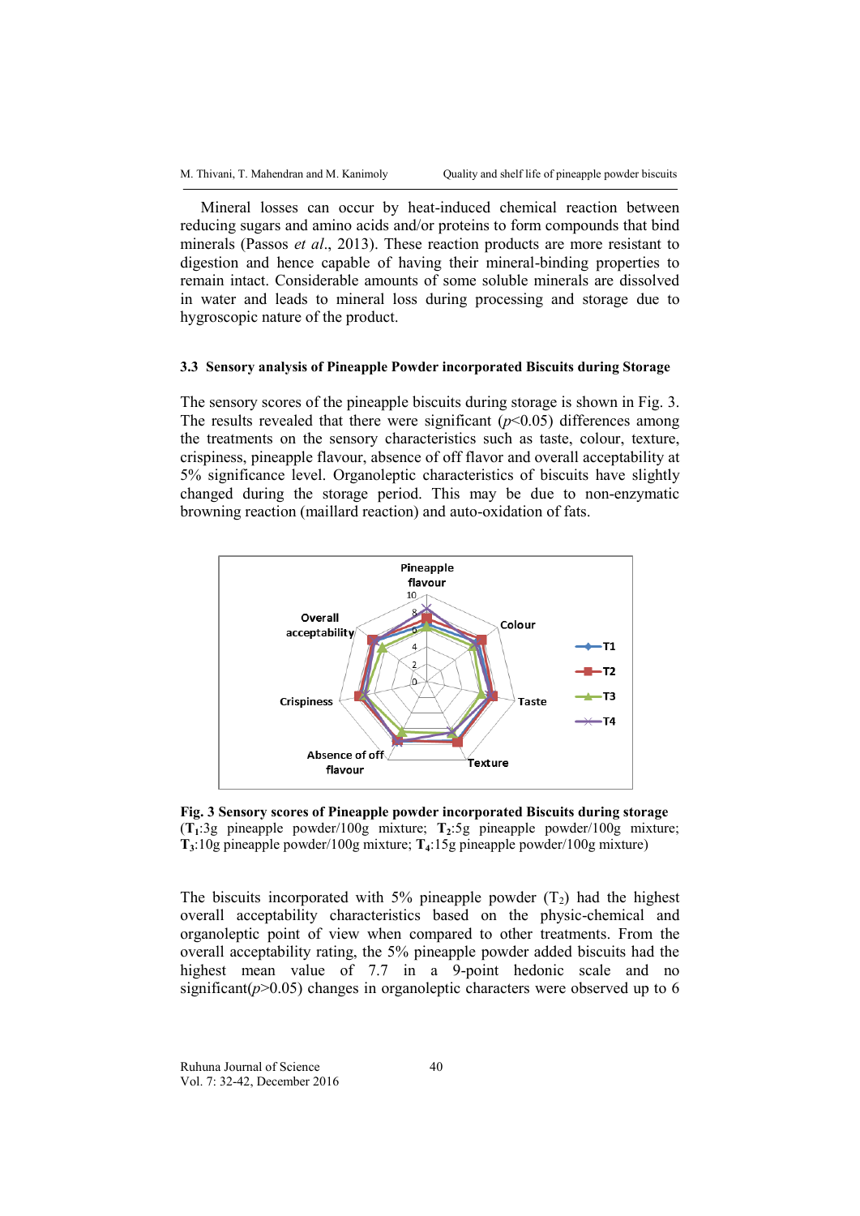Mineral losses can occur by heat-induced chemical reaction between reducing sugars and amino acids and/or proteins to form compounds that bind minerals (Passos *et al*., 2013). These reaction products are more resistant to digestion and hence capable of having their mineral-binding properties to remain intact. Considerable amounts of some soluble minerals are dissolved in water and leads to mineral loss during processing and storage due to hygroscopic nature of the product.

### 3.3 Sensory analysis of Pineapple Powder incorporated Biscuits during Storage

The sensory scores of the pineapple biscuits during storage is shown in Fig. 3. The results revealed that there were significant ($p$<0.05) differences among the treatments on the sensory characteristics such as taste, colour, texture, crispiness, pineapple flavour, absence of off flavor and overall acceptability at 5% significance level. Organoleptic characteristics of biscuits have slightly changed during the storage period. This may be due to non-enzymatic browning reaction (maillard reaction) and auto-oxidation of fats.

**Fig. 3 Sensory scores of Pineapple powder incorporated Biscuits during storage** (**$T_1$**:3g pineapple powder/100g mixture; **$T_2$**:5g pineapple powder/100g mixture; **$T_3$**:10g pineapple powder/100g mixture; **$T_4$**:15g pineapple powder/100g mixture)

The biscuits incorporated with 5% pineapple powder ($T_2$) had the highest overall acceptability characteristics based on the physic-chemical and organoleptic point of view when compared to other treatments. From the overall acceptability rating, the 5% pineapple powder added biscuits had the highest mean value of 7.7 in a 9-point hedonic scale and no significant($p$>0.05) changes in organoleptic characters were observed up to 6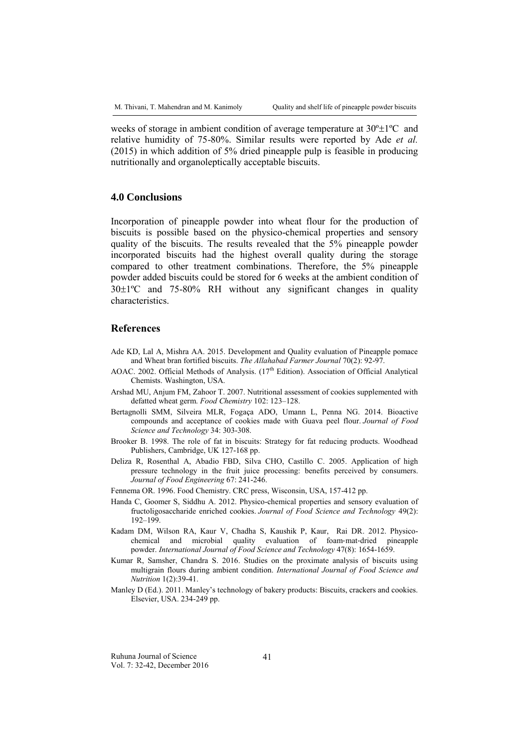weeks of storage in ambient condition of average temperature at 30º±1ºC and relative humidity of 75-80%. Similar results were reported by Ade *et al.* (2015) in which addition of 5% dried pineapple pulp is feasible in producing nutritionally and organoleptically acceptable biscuits.

## 4.0 Conclusions

Incorporation of pineapple powder into wheat flour for the production of biscuits is possible based on the physico-chemical properties and sensory quality of the biscuits. The results revealed that the 5% pineapple powder incorporated biscuits had the highest overall quality during the storage compared to other treatment combinations. Therefore, the 5% pineapple powder added biscuits could be stored for 6 weeks at the ambient condition of 30±1ºC and 75-80% RH without any significant changes in quality characteristics.

## References

Ade KD, Lal A, Mishra AA. 2015. Development and Quality evaluation of Pineapple pomace and Wheat bran fortified biscuits. *The Allahabad Farmer Journal* 70(2): 92-97.

AOAC. 2002. Official Methods of Analysis. (17th Edition). Association of Official Analytical Chemists. Washington, USA.

Arshad MU, Anjum FM, Zahoor T. 2007. Nutritional assessment of cookies supplemented with defatted wheat germ. *Food Chemistry* 102: 123–128.

Bertagnolli SMM, Silveira MLR, Fogaça ADO, Umann L, Penna NG. 2014. Bioactive compounds and acceptance of cookies made with Guava peel flour. *Journal of Food Science and Technology* 34: 303-308.

Brooker B. 1998. The role of fat in biscuits: Strategy for fat reducing products. Woodhead Publishers, Cambridge, UK 127-168 pp.

Deliza R, Rosenthal A, Abadio FBD, Silva CHO, Castillo C. 2005. Application of high pressure technology in the fruit juice processing: benefits perceived by consumers. *Journal of Food Engineering* 67: 241-246.

Fennema OR. 1996. Food Chemistry. CRC press, Wisconsin, USA, 157-412 pp.

Handa C, Goomer S, Siddhu A. 2012. Physico-chemical properties and sensory evaluation of fructoligosaccharide enriched cookies. *Journal of Food Science and Technology* 49(2): 192–199.

Kadam DM, Wilson RA, Kaur V, Chadha S, Kaushik P, Kaur, Rai DR. 2012. Physico-chemical and microbial quality evaluation of foam-mat-dried pineapple powder. *International Journal of Food Science and Technology* 47(8): 1654-1659.

Kumar R, Samsher, Chandra S. 2016. Studies on the proximate analysis of biscuits using multigrain flours during ambient condition. *International Journal of Food Science and Nutrition* 1(2):39-41.

Manley D (Ed.). 2011. Manley's technology of bakery products: Biscuits, crackers and cookies. Elsevier, USA. 234-249 pp.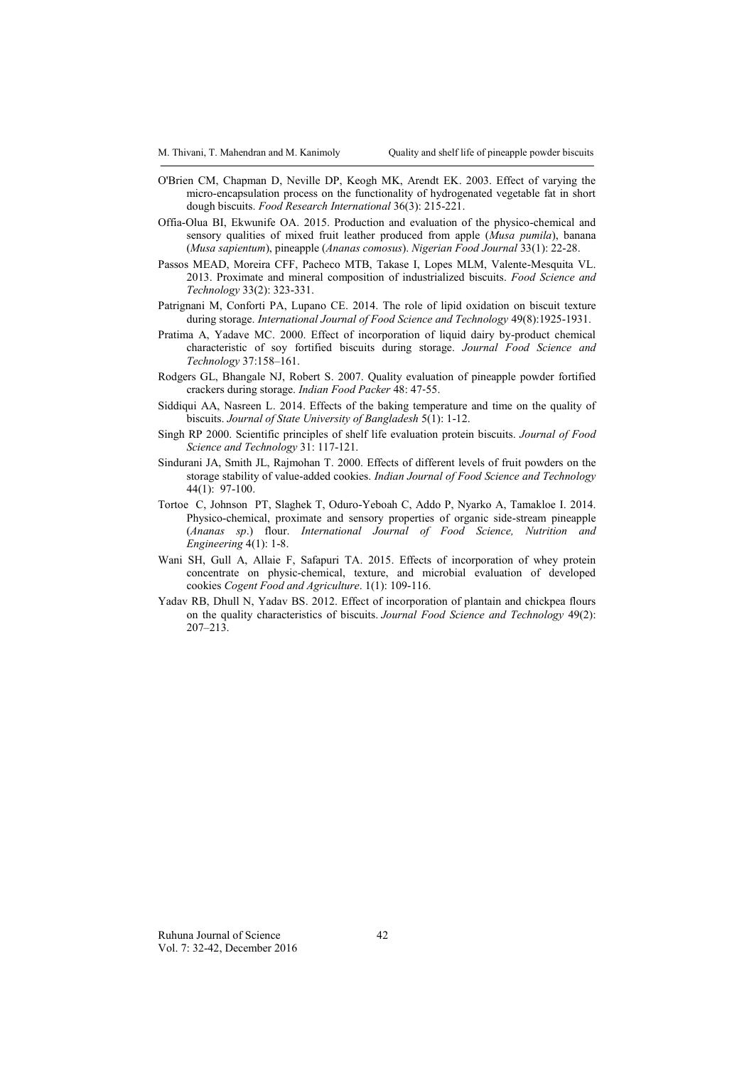O'Brien CM, Chapman D, Neville DP, Keogh MK, Arendt EK. 2003. Effect of varying the micro-encapsulation process on the functionality of hydrogenated vegetable fat in short dough biscuits. *Food Research International* 36(3): 215-221.

Offia-Olua BI, Ekwunife OA. 2015. Production and evaluation of the physico-chemical and sensory qualities of mixed fruit leather produced from apple (*Musa pumila*), banana (*Musa sapientum*), pineapple (*Ananas comosus*). *Nigerian Food Journal* 33(1): 22-28.

Passos MEAD, Moreira CFF, Pacheco MTB, Takase I, Lopes MLM, Valente-Mesquita VL. 2013. Proximate and mineral composition of industrialized biscuits. *Food Science and Technology* 33(2): 323-331.

Patrignani M, Conforti PA, Lupano CE. 2014. The role of lipid oxidation on biscuit texture during storage. *International Journal of Food Science and Technology* 49(8):1925-1931.

Pratima A, Yadave MC. 2000. Effect of incorporation of liquid dairy by-product chemical characteristic of soy fortified biscuits during storage. *Journal Food Science and Technology* 37:158–161.

Rodgers GL, Bhangale NJ, Robert S. 2007. Quality evaluation of pineapple powder fortified crackers during storage. *Indian Food Packer* 48: 47-55.

Siddiqui AA, Nasreen L. 2014. Effects of the baking temperature and time on the quality of biscuits. *Journal of State University of Bangladesh* 5(1): 1-12.

Singh RP 2000. Scientific principles of shelf life evaluation protein biscuits. *Journal of Food Science and Technology* 31: 117-121.

Sindurani JA, Smith JL, Rajmohan T. 2000. Effects of different levels of fruit powders on the storage stability of value-added cookies. *Indian Journal of Food Science and Technology* 44(1): 97-100.

Tortoe C, Johnson PT, Slaghek T, Oduro-Yeboah C, Addo P, Nyarko A, Tamakloe I. 2014. Physico-chemical, proximate and sensory properties of organic side-stream pineapple (*Ananas sp*.) flour. *International Journal of Food Science, Nutrition and Engineering* 4(1): 1-8.

Wani SH, Gull A, Allaie F, Safapuri TA. 2015. Effects of incorporation of whey protein concentrate on physic-chemical, texture, and microbial evaluation of developed cookies *Cogent Food and Agriculture*. 1(1): 109-116.

Yadav RB, Dhull N, Yadav BS. 2012. Effect of incorporation of plantain and chickpea flours on the quality characteristics of biscuits. *Journal Food Science and Technology* 49(2): 207–213.